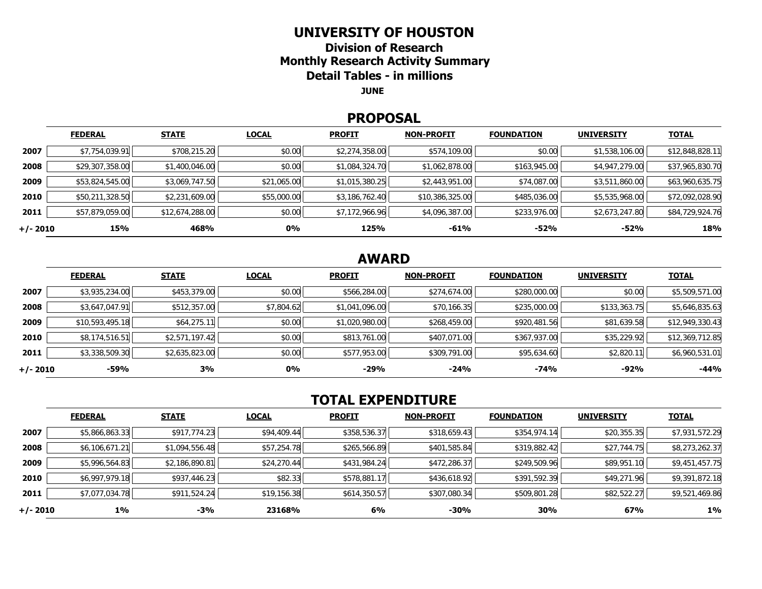# UNIVERSITY OF HOUSTON

## Division of Research

## Monthly Research Activity Summary

## Detail Tables - in millions

**JUNE**

## PROPOSAL

| | FEDERAL | STATE | LOCAL | PROFIT | NON-PROFIT | FOUNDATION | UNIVERSITY | TOTAL |
|---|---|---|---|---|---|---|---|---|
| **2007** | $7,754,039.91 | $708,215.20 | $0.00 | $2,274,358.00 | $574,109.00 | $0.00 | $1,538,106.00 | $12,848,828.11 |
| **2008** | $29,307,358.00 | $1,400,046.00 | $0.00 | $1,084,324.70 | $1,062,878.00 | $163,945.00 | $4,947,279.00 | $37,965,830.70 |
| **2009** | $53,824,545.00 | $3,069,747.50 | $21,065.00 | $1,015,380.25 | $2,443,951.00 | $74,087.00 | $3,511,860.00 | $63,960,635.75 |
| **2010** | $50,211,328.50 | $2,231,609.00 | $55,000.00 | $3,186,762.40 | $10,386,325.00 | $485,036.00 | $5,535,968.00 | $72,092,028.90 |
| **2011** | $57,879,059.00 | $12,674,288.00 | $0.00 | $7,172,966.96 | $4,096,387.00 | $233,976.00 | $2,673,247.80 | $84,729,924.76 |
| **+/- 2010** | **15%** | **468%** | **0%** | **125%** | **-61%** | **-52%** | **-52%** | **18%** |

## AWARD

| | FEDERAL | STATE | LOCAL | PROFIT | NON-PROFIT | FOUNDATION | UNIVERSITY | TOTAL |
|---|---|---|---|---|---|---|---|---|
| **2007** | $3,935,234.00 | $453,379.00 | $0.00 | $566,284.00 | $274,674.00 | $280,000.00 | $0.00 | $5,509,571.00 |
| **2008** | $3,647,047.91 | $512,357.00 | $7,804.62 | $1,041,096.00 | $70,166.35 | $235,000.00 | $133,363.75 | $5,646,835.63 |
| **2009** | $10,593,495.18 | $64,275.11 | $0.00 | $1,020,980.00 | $268,459.00 | $920,481.56 | $81,639.58 | $12,949,330.43 |
| **2010** | $8,174,516.51 | $2,571,197.42 | $0.00 | $813,761.00 | $407,071.00 | $367,937.00 | $35,229.92 | $12,369,712.85 |
| **2011** | $3,338,509.30 | $2,635,823.00 | $0.00 | $577,953.00 | $309,791.00 | $95,634.60 | $2,820.11 | $6,960,531.01 |
| **+/- 2010** | **-59%** | **3%** | **0%** | **-29%** | **-24%** | **-74%** | **-92%** | **-44%** |

## TOTAL EXPENDITURE

| | FEDERAL | STATE | LOCAL | PROFIT | NON-PROFIT | FOUNDATION | UNIVERSITY | TOTAL |
|---|---|---|---|---|---|---|---|---|
| **2007** | $5,866,863.33 | $917,774.23 | $94,409.44 | $358,536.37 | $318,659.43 | $354,974.14 | $20,355.35 | $7,931,572.29 |
| **2008** | $6,106,671.21 | $1,094,556.48 | $57,254.78 | $265,566.89 | $401,585.84 | $319,882.42 | $27,744.75 | $8,273,262.37 |
| **2009** | $5,996,564.83 | $2,186,890.81 | $24,270.44 | $431,984.24 | $472,286.37 | $249,509.96 | $89,951.10 | $9,451,457.75 |
| **2010** | $6,997,979.18 | $937,446.23 | $82.33 | $578,881.17 | $436,618.92 | $391,592.39 | $49,271.96 | $9,391,872.18 |
| **2011** | $7,077,034.78 | $911,524.24 | $19,156.38 | $614,350.57 | $307,080.34 | $509,801.28 | $82,522.27 | $9,521,469.86 |
| **+/- 2010** | **1%** | **-3%** | **23168%** | **6%** | **-30%** | **30%** | **67%** | **1%** |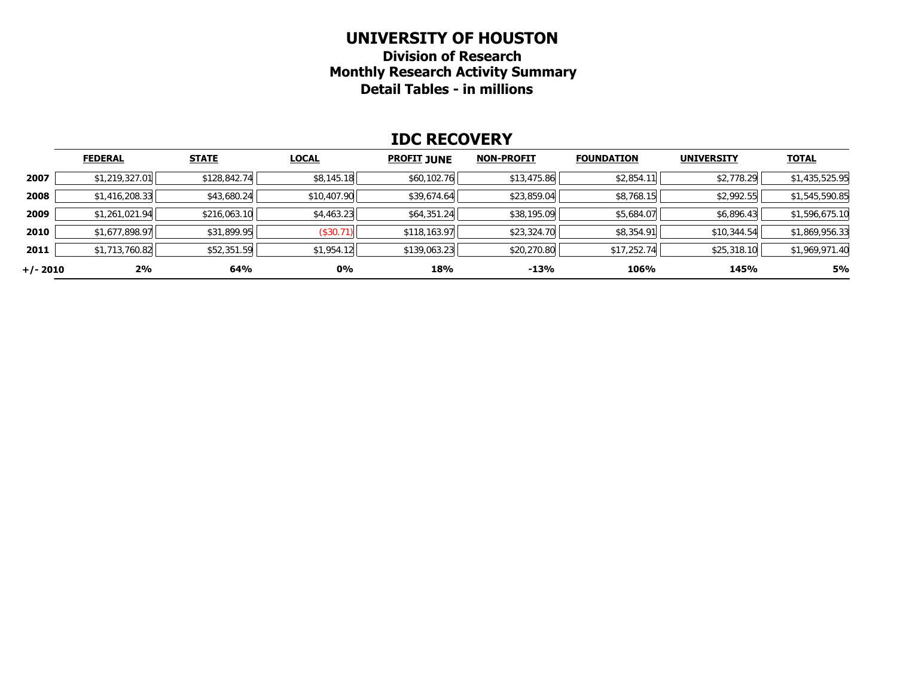# UNIVERSITY OF HOUSTON

## Division of Research

## Monthly Research Activity Summary

## Detail Tables - in millions

### IDC RECOVERY

JUNE

| | FEDERAL | STATE | LOCAL | PROFIT | NON-PROFIT | FOUNDATION | UNIVERSITY | TOTAL |
|---|---|---|---|---|---|---|---|---|
| **2007** | $1,219,327.01 | $128,842.74 | $8,145.18 | $60,102.76 | $13,475.86 | $2,854.11 | $2,778.29 | $1,435,525.95 |
| **2008** | $1,416,208.33 | $43,680.24 | $10,407.90 | $39,674.64 | $23,859.04 | $8,768.15 | $2,992.55 | $1,545,590.85 |
| **2009** | $1,261,021.94 | $216,063.10 | $4,463.23 | $64,351.24 | $38,195.09 | $5,684.07 | $6,896.43 | $1,596,675.10 |
| **2010** | $1,677,898.97 | $31,899.95 | ($30.71) | $118,163.97 | $23,324.70 | $8,354.91 | $10,344.54 | $1,869,956.33 |
| **2011** | $1,713,760.82 | $52,351.59 | $1,954.12 | $139,063.23 | $20,270.80 | $17,252.74 | $25,318.10 | $1,969,971.40 |
| **+/- 2010** | **2%** | **64%** | **0%** | **18%** | **-13%** | **106%** | **145%** | **5%** |